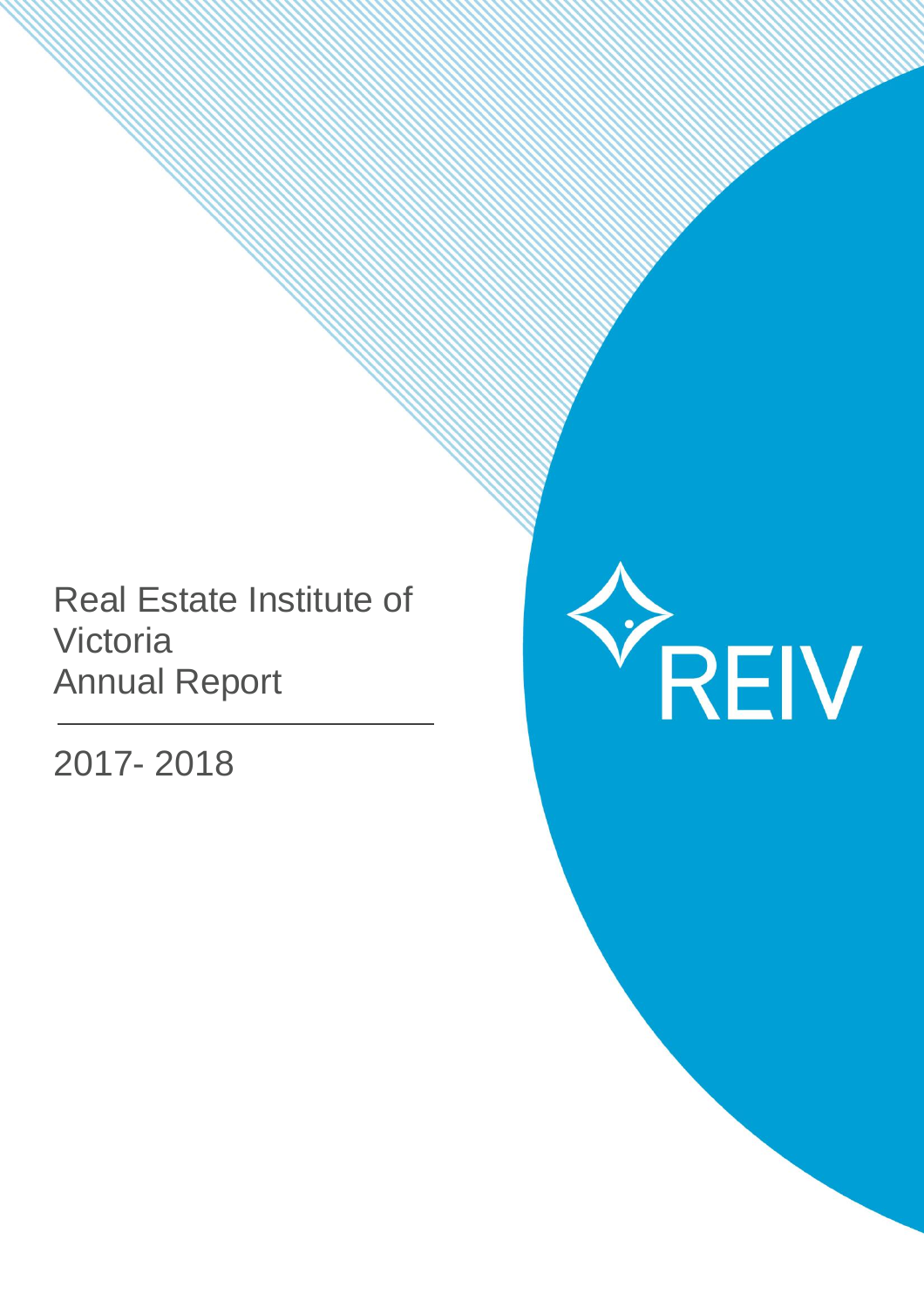# Real Estate Institute of Victoria Annual Report

2017- 2018

REIV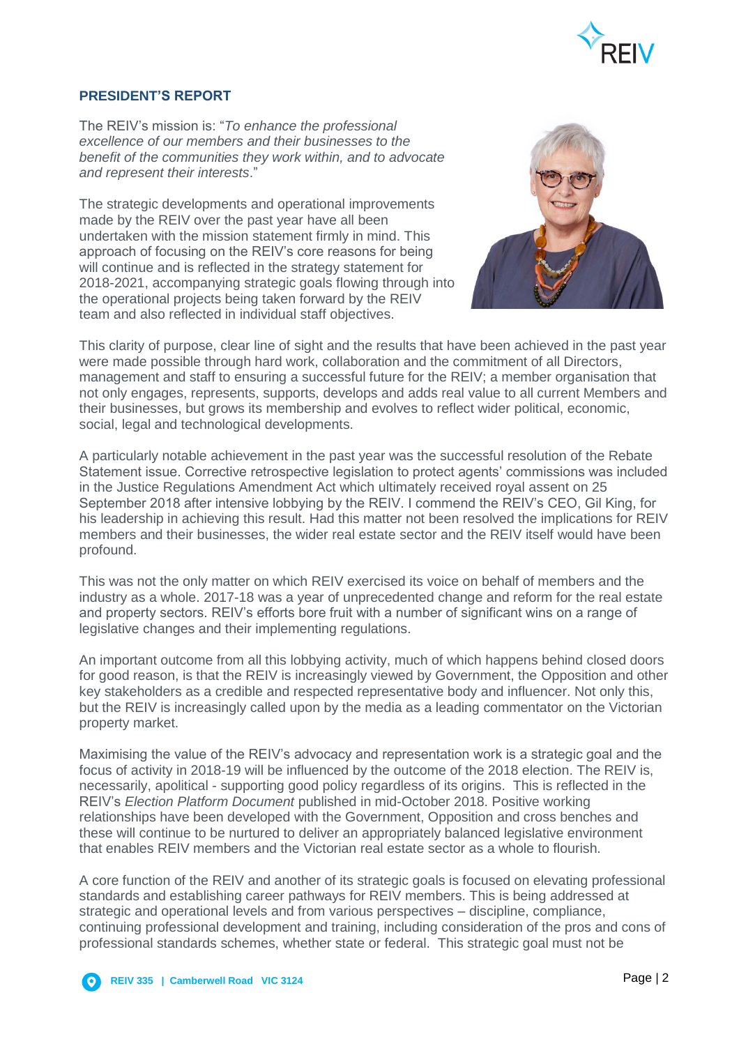## PRESIDENT'S REPORT

The REIV's mission is: "*To enhance the professional excellence of our members and their businesses to the benefit of the communities they work within, and to advocate and represent their interests*."

The strategic developments and operational improvements made by the REIV over the past year have all been undertaken with the mission statement firmly in mind. This approach of focusing on the REIV's core reasons for being will continue and is reflected in the strategy statement for 2018-2021, accompanying strategic goals flowing through into the operational projects being taken forward by the REIV team and also reflected in individual staff objectives.

This clarity of purpose, clear line of sight and the results that have been achieved in the past year were made possible through hard work, collaboration and the commitment of all Directors, management and staff to ensuring a successful future for the REIV; a member organisation that not only engages, represents, supports, develops and adds real value to all current Members and their businesses, but grows its membership and evolves to reflect wider political, economic, social, legal and technological developments.

A particularly notable achievement in the past year was the successful resolution of the Rebate Statement issue. Corrective retrospective legislation to protect agents' commissions was included in the Justice Regulations Amendment Act which ultimately received royal assent on 25 September 2018 after intensive lobbying by the REIV. I commend the REIV's CEO, Gil King, for his leadership in achieving this result. Had this matter not been resolved the implications for REIV members and their businesses, the wider real estate sector and the REIV itself would have been profound.

This was not the only matter on which REIV exercised its voice on behalf of members and the industry as a whole. 2017-18 was a year of unprecedented change and reform for the real estate and property sectors. REIV's efforts bore fruit with a number of significant wins on a range of legislative changes and their implementing regulations.

An important outcome from all this lobbying activity, much of which happens behind closed doors for good reason, is that the REIV is increasingly viewed by Government, the Opposition and other key stakeholders as a credible and respected representative body and influencer. Not only this, but the REIV is increasingly called upon by the media as a leading commentator on the Victorian property market.

Maximising the value of the REIV's advocacy and representation work is a strategic goal and the focus of activity in 2018-19 will be influenced by the outcome of the 2018 election. The REIV is, necessarily, apolitical - supporting good policy regardless of its origins. This is reflected in the REIV's *Election Platform Document* published in mid-October 2018. Positive working relationships have been developed with the Government, Opposition and cross benches and these will continue to be nurtured to deliver an appropriately balanced legislative environment that enables REIV members and the Victorian real estate sector as a whole to flourish.

A core function of the REIV and another of its strategic goals is focused on elevating professional standards and establishing career pathways for REIV members. This is being addressed at strategic and operational levels and from various perspectives – discipline, compliance, continuing professional development and training, including consideration of the pros and cons of professional standards schemes, whether state or federal. This strategic goal must not be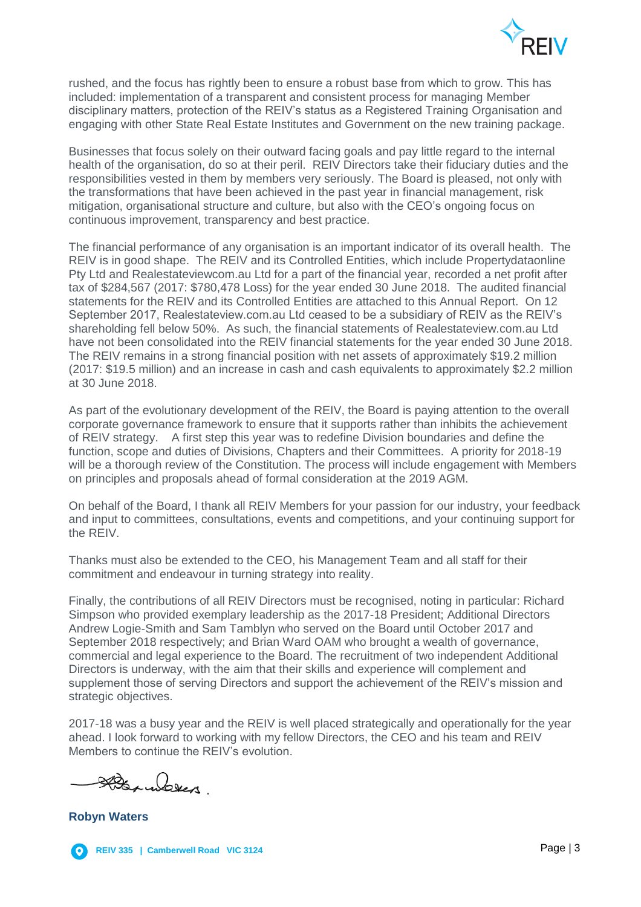rushed, and the focus has rightly been to ensure a robust base from which to grow. This has included: implementation of a transparent and consistent process for managing Member disciplinary matters, protection of the REIV's status as a Registered Training Organisation and engaging with other State Real Estate Institutes and Government on the new training package.

Businesses that focus solely on their outward facing goals and pay little regard to the internal health of the organisation, do so at their peril. REIV Directors take their fiduciary duties and the responsibilities vested in them by members very seriously. The Board is pleased, not only with the transformations that have been achieved in the past year in financial management, risk mitigation, organisational structure and culture, but also with the CEO's ongoing focus on continuous improvement, transparency and best practice.

The financial performance of any organisation is an important indicator of its overall health. The REIV is in good shape. The REIV and its Controlled Entities, which include Propertydataonline Pty Ltd and Realestateviewcom.au Ltd for a part of the financial year, recorded a net profit after tax of $284,567 (2017: $780,478 Loss) for the year ended 30 June 2018. The audited financial statements for the REIV and its Controlled Entities are attached to this Annual Report. On 12 September 2017, Realestateview.com.au Ltd ceased to be a subsidiary of REIV as the REIV's shareholding fell below 50%. As such, the financial statements of Realestateview.com.au Ltd have not been consolidated into the REIV financial statements for the year ended 30 June 2018. The REIV remains in a strong financial position with net assets of approximately $19.2 million (2017: $19.5 million) and an increase in cash and cash equivalents to approximately $2.2 million at 30 June 2018.

As part of the evolutionary development of the REIV, the Board is paying attention to the overall corporate governance framework to ensure that it supports rather than inhibits the achievement of REIV strategy. A first step this year was to redefine Division boundaries and define the function, scope and duties of Divisions, Chapters and their Committees. A priority for 2018-19 will be a thorough review of the Constitution. The process will include engagement with Members on principles and proposals ahead of formal consideration at the 2019 AGM.

On behalf of the Board, I thank all REIV Members for your passion for our industry, your feedback and input to committees, consultations, events and competitions, and your continuing support for the REIV.

Thanks must also be extended to the CEO, his Management Team and all staff for their commitment and endeavour in turning strategy into reality.

Finally, the contributions of all REIV Directors must be recognised, noting in particular: Richard Simpson who provided exemplary leadership as the 2017-18 President; Additional Directors Andrew Logie-Smith and Sam Tamblyn who served on the Board until October 2017 and September 2018 respectively; and Brian Ward OAM who brought a wealth of governance, commercial and legal experience to the Board. The recruitment of two independent Additional Directors is underway, with the aim that their skills and experience will complement and supplement those of serving Directors and support the achievement of the REIV's mission and strategic objectives.

2017-18 was a busy year and the REIV is well placed strategically and operationally for the year ahead. I look forward to working with my fellow Directors, the CEO and his team and REIV Members to continue the REIV's evolution.

**Robyn Waters**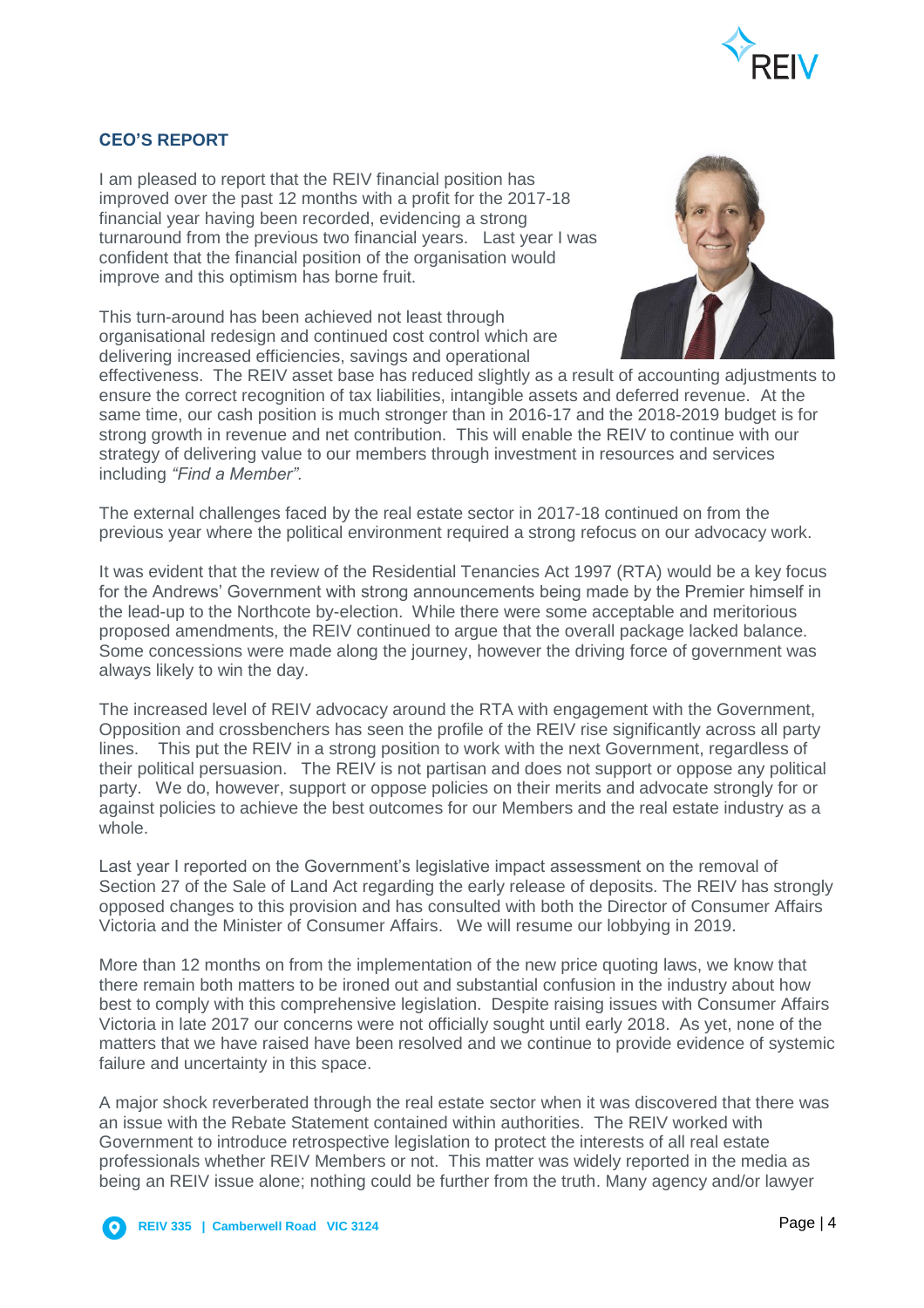## CEO'S REPORT

I am pleased to report that the REIV financial position has improved over the past 12 months with a profit for the 2017-18 financial year having been recorded, evidencing a strong turnaround from the previous two financial years. Last year I was confident that the financial position of the organisation would improve and this optimism has borne fruit.

This turn-around has been achieved not least through organisational redesign and continued cost control which are delivering increased efficiencies, savings and operational effectiveness. The REIV asset base has reduced slightly as a result of accounting adjustments to ensure the correct recognition of tax liabilities, intangible assets and deferred revenue. At the same time, our cash position is much stronger than in 2016-17 and the 2018-2019 budget is for strong growth in revenue and net contribution. This will enable the REIV to continue with our strategy of delivering value to our members through investment in resources and services including *"Find a Member"*.

The external challenges faced by the real estate sector in 2017-18 continued on from the previous year where the political environment required a strong refocus on our advocacy work.

It was evident that the review of the Residential Tenancies Act 1997 (RTA) would be a key focus for the Andrews' Government with strong announcements being made by the Premier himself in the lead-up to the Northcote by-election. While there were some acceptable and meritorious proposed amendments, the REIV continued to argue that the overall package lacked balance. Some concessions were made along the journey, however the driving force of government was always likely to win the day.

The increased level of REIV advocacy around the RTA with engagement with the Government, Opposition and crossbenchers has seen the profile of the REIV rise significantly across all party lines. This put the REIV in a strong position to work with the next Government, regardless of their political persuasion. The REIV is not partisan and does not support or oppose any political party. We do, however, support or oppose policies on their merits and advocate strongly for or against policies to achieve the best outcomes for our Members and the real estate industry as a whole.

Last year I reported on the Government's legislative impact assessment on the removal of Section 27 of the Sale of Land Act regarding the early release of deposits. The REIV has strongly opposed changes to this provision and has consulted with both the Director of Consumer Affairs Victoria and the Minister of Consumer Affairs. We will resume our lobbying in 2019.

More than 12 months on from the implementation of the new price quoting laws, we know that there remain both matters to be ironed out and substantial confusion in the industry about how best to comply with this comprehensive legislation. Despite raising issues with Consumer Affairs Victoria in late 2017 our concerns were not officially sought until early 2018. As yet, none of the matters that we have raised have been resolved and we continue to provide evidence of systemic failure and uncertainty in this space.

A major shock reverberated through the real estate sector when it was discovered that there was an issue with the Rebate Statement contained within authorities. The REIV worked with Government to introduce retrospective legislation to protect the interests of all real estate professionals whether REIV Members or not. This matter was widely reported in the media as being an REIV issue alone; nothing could be further from the truth. Many agency and/or lawyer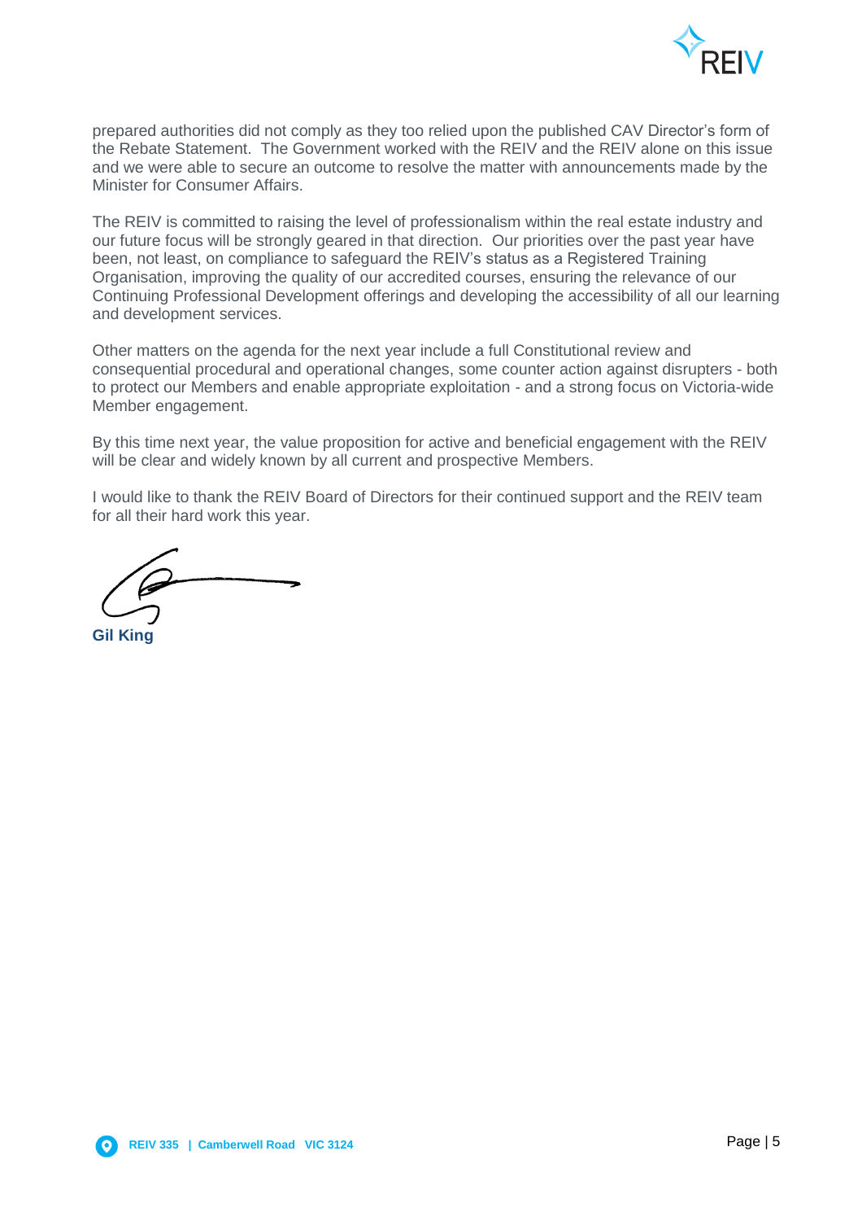prepared authorities did not comply as they too relied upon the published CAV Director's form of the Rebate Statement. The Government worked with the REIV and the REIV alone on this issue and we were able to secure an outcome to resolve the matter with announcements made by the Minister for Consumer Affairs.

The REIV is committed to raising the level of professionalism within the real estate industry and our future focus will be strongly geared in that direction. Our priorities over the past year have been, not least, on compliance to safeguard the REIV's status as a Registered Training Organisation, improving the quality of our accredited courses, ensuring the relevance of our Continuing Professional Development offerings and developing the accessibility of all our learning and development services.

Other matters on the agenda for the next year include a full Constitutional review and consequential procedural and operational changes, some counter action against disrupters - both to protect our Members and enable appropriate exploitation - and a strong focus on Victoria-wide Member engagement.

By this time next year, the value proposition for active and beneficial engagement with the REIV will be clear and widely known by all current and prospective Members.

I would like to thank the REIV Board of Directors for their continued support and the REIV team for all their hard work this year.

**Gil King**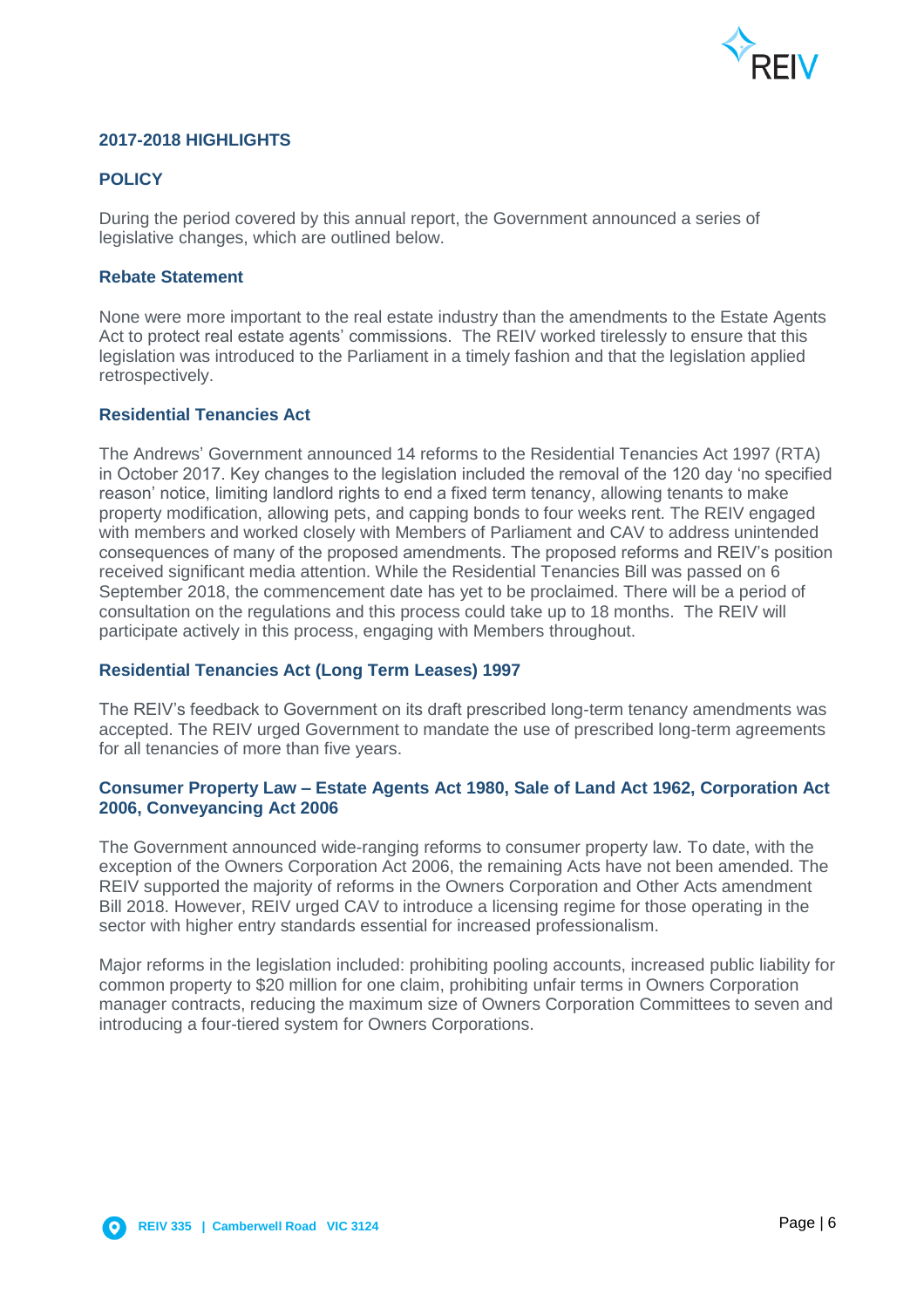## 2017-2018 HIGHLIGHTS

### POLICY

During the period covered by this annual report, the Government announced a series of legislative changes, which are outlined below.

#### Rebate Statement

None were more important to the real estate industry than the amendments to the Estate Agents Act to protect real estate agents' commissions. The REIV worked tirelessly to ensure that this legislation was introduced to the Parliament in a timely fashion and that the legislation applied retrospectively.

#### Residential Tenancies Act

The Andrews' Government announced 14 reforms to the Residential Tenancies Act 1997 (RTA) in October 2017. Key changes to the legislation included the removal of the 120 day 'no specified reason' notice, limiting landlord rights to end a fixed term tenancy, allowing tenants to make property modification, allowing pets, and capping bonds to four weeks rent. The REIV engaged with members and worked closely with Members of Parliament and CAV to address unintended consequences of many of the proposed amendments. The proposed reforms and REIV's position received significant media attention. While the Residential Tenancies Bill was passed on 6 September 2018, the commencement date has yet to be proclaimed. There will be a period of consultation on the regulations and this process could take up to 18 months. The REIV will participate actively in this process, engaging with Members throughout.

#### Residential Tenancies Act (Long Term Leases) 1997

The REIV's feedback to Government on its draft prescribed long-term tenancy amendments was accepted. The REIV urged Government to mandate the use of prescribed long-term agreements for all tenancies of more than five years.

#### Consumer Property Law – Estate Agents Act 1980, Sale of Land Act 1962, Corporation Act 2006, Conveyancing Act 2006

The Government announced wide-ranging reforms to consumer property law. To date, with the exception of the Owners Corporation Act 2006, the remaining Acts have not been amended. The REIV supported the majority of reforms in the Owners Corporation and Other Acts amendment Bill 2018. However, REIV urged CAV to introduce a licensing regime for those operating in the sector with higher entry standards essential for increased professionalism.

Major reforms in the legislation included: prohibiting pooling accounts, increased public liability for common property to $20 million for one claim, prohibiting unfair terms in Owners Corporation manager contracts, reducing the maximum size of Owners Corporation Committees to seven and introducing a four-tiered system for Owners Corporations.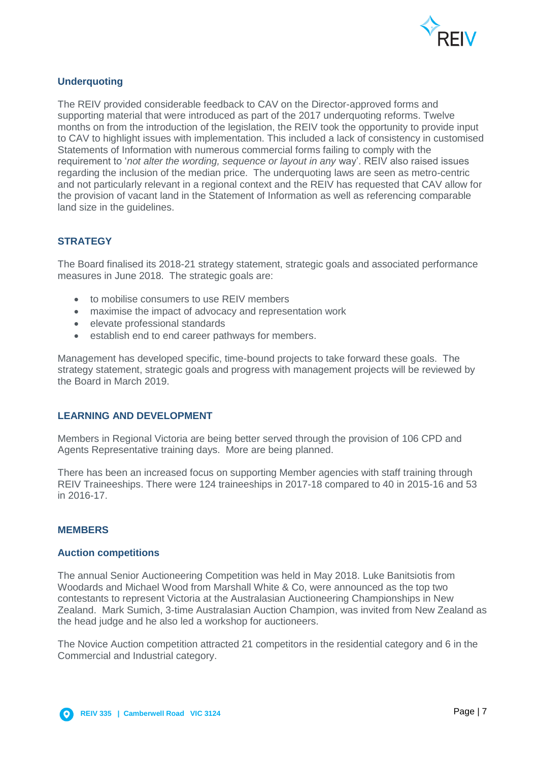### Underquoting

The REIV provided considerable feedback to CAV on the Director-approved forms and supporting material that were introduced as part of the 2017 underquoting reforms. Twelve months on from the introduction of the legislation, the REIV took the opportunity to provide input to CAV to highlight issues with implementation. This included a lack of consistency in customised Statements of Information with numerous commercial forms failing to comply with the requirement to '*not alter the wording, sequence or layout in any* way'. REIV also raised issues regarding the inclusion of the median price. The underquoting laws are seen as metro-centric and not particularly relevant in a regional context and the REIV has requested that CAV allow for the provision of vacant land in the Statement of Information as well as referencing comparable land size in the guidelines.

## STRATEGY

The Board finalised its 2018-21 strategy statement, strategic goals and associated performance measures in June 2018. The strategic goals are:

- to mobilise consumers to use REIV members
- maximise the impact of advocacy and representation work
- elevate professional standards
- establish end to end career pathways for members.

Management has developed specific, time-bound projects to take forward these goals. The strategy statement, strategic goals and progress with management projects will be reviewed by the Board in March 2019.

## LEARNING AND DEVELOPMENT

Members in Regional Victoria are being better served through the provision of 106 CPD and Agents Representative training days. More are being planned.

There has been an increased focus on supporting Member agencies with staff training through REIV Traineeships. There were 124 traineeships in 2017-18 compared to 40 in 2015-16 and 53 in 2016-17.

## MEMBERS

### Auction competitions

The annual Senior Auctioneering Competition was held in May 2018. Luke Banitsiotis from Woodards and Michael Wood from Marshall White & Co, were announced as the top two contestants to represent Victoria at the Australasian Auctioneering Championships in New Zealand. Mark Sumich, 3-time Australasian Auction Champion, was invited from New Zealand as the head judge and he also led a workshop for auctioneers.

The Novice Auction competition attracted 21 competitors in the residential category and 6 in the Commercial and Industrial category.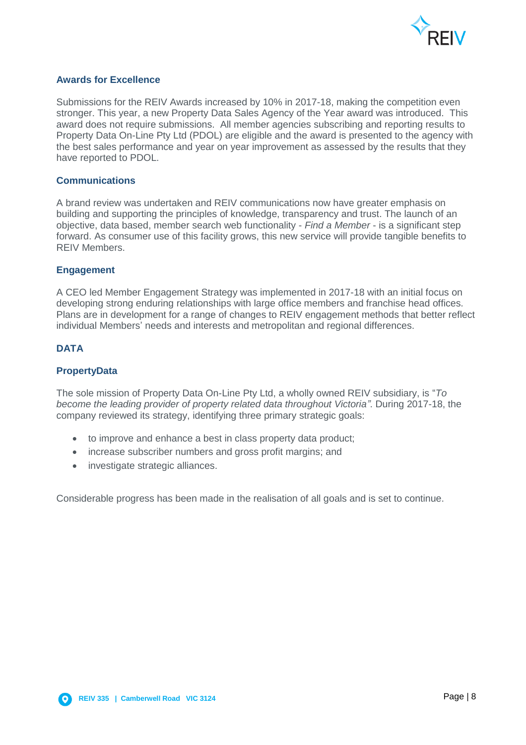### Awards for Excellence

Submissions for the REIV Awards increased by 10% in 2017-18, making the competition even stronger. This year, a new Property Data Sales Agency of the Year award was introduced. This award does not require submissions. All member agencies subscribing and reporting results to Property Data On-Line Pty Ltd (PDOL) are eligible and the award is presented to the agency with the best sales performance and year on year improvement as assessed by the results that they have reported to PDOL.

### Communications

A brand review was undertaken and REIV communications now have greater emphasis on building and supporting the principles of knowledge, transparency and trust. The launch of an objective, data based, member search web functionality - *Find a Member* - is a significant step forward. As consumer use of this facility grows, this new service will provide tangible benefits to REIV Members.

### Engagement

A CEO led Member Engagement Strategy was implemented in 2017-18 with an initial focus on developing strong enduring relationships with large office members and franchise head offices. Plans are in development for a range of changes to REIV engagement methods that better reflect individual Members' needs and interests and metropolitan and regional differences.

## DATA

### PropertyData

The sole mission of Property Data On-Line Pty Ltd, a wholly owned REIV subsidiary, is "*To become the leading provider of property related data throughout Victoria"*. During 2017-18, the company reviewed its strategy, identifying three primary strategic goals:

- to improve and enhance a best in class property data product;
- increase subscriber numbers and gross profit margins; and
- investigate strategic alliances.

Considerable progress has been made in the realisation of all goals and is set to continue.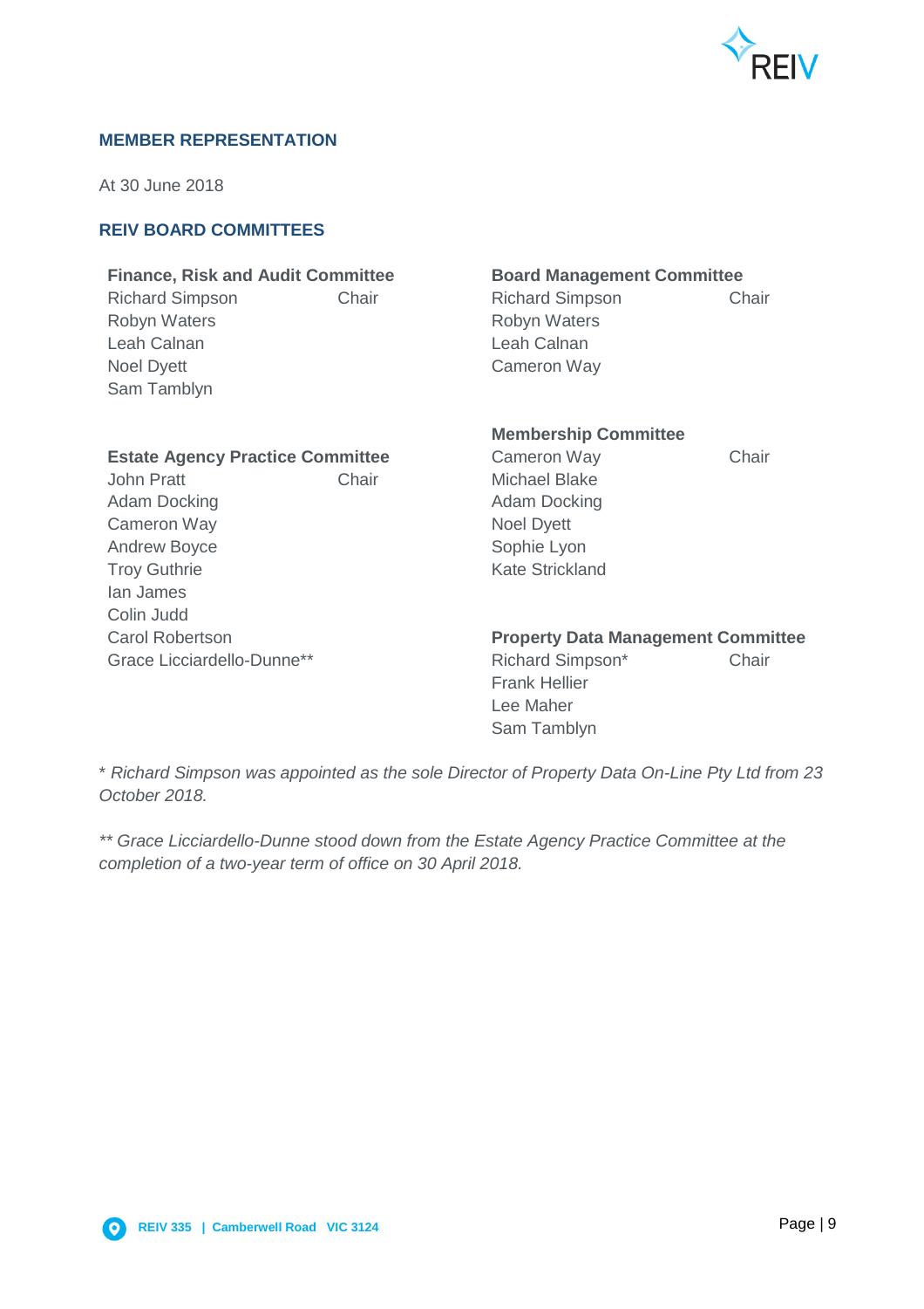## MEMBER REPRESENTATION

At 30 June 2018

## REIV BOARD COMMITTEES

**Finance, Risk and Audit Committee**

| | |
|---|---|
| Richard Simpson | Chair |
| Robyn Waters | |
| Leah Calnan | |
| Noel Dyett | |
| Sam Tamblyn | |

**Estate Agency Practice Committee**

| | |
|---|---|
| John Pratt | Chair |
| Adam Docking | |
| Cameron Way | |
| Andrew Boyce | |
| Troy Guthrie | |
| Ian James | |
| Colin Judd | |
| Carol Robertson | |
| Grace Licciardello-Dunne** | |

**Board Management Committee**

| | |
|---|---|
| Richard Simpson | Chair |
| Robyn Waters | |
| Leah Calnan | |
| Cameron Way | |

**Membership Committee**

| | |
|---|---|
| Cameron Way | Chair |
| Michael Blake | |
| Adam Docking | |
| Noel Dyett | |
| Sophie Lyon | |
| Kate Strickland | |

**Property Data Management Committee**

| | |
|---|---|
| Richard Simpson* | Chair |
| Frank Hellier | |
| Lee Maher | |
| Sam Tamblyn | |

*\* Richard Simpson was appointed as the sole Director of Property Data On-Line Pty Ltd from 23 October 2018.*

*\*\* Grace Licciardello-Dunne stood down from the Estate Agency Practice Committee at the completion of a two-year term of office on 30 April 2018.*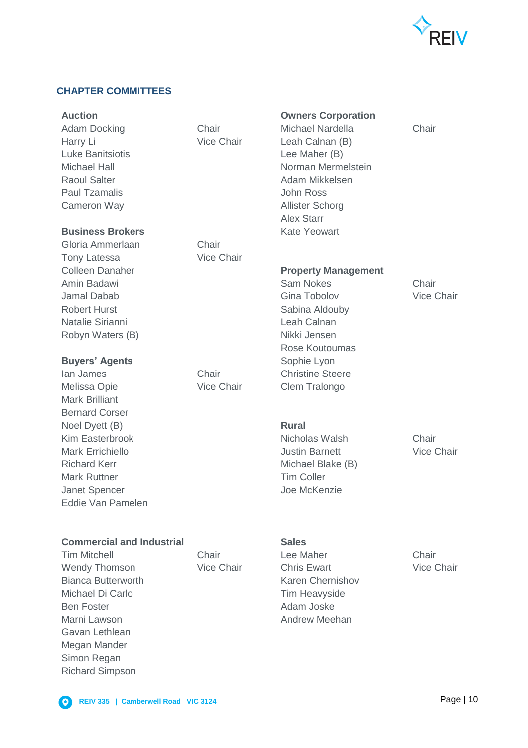## CHAPTER COMMITTEES

### Auction

| Name | Role |
|---|---|
| Adam Docking | Chair |
| Harry Li | Vice Chair |
| Luke Banitsiotis | |
| Michael Hall | |
| Raoul Salter | |
| Paul Tzamalis | |
| Cameron Way | |

### Business Brokers

| Name | Role |
|---|---|
| Gloria Ammerlaan | Chair |
| Tony Latessa | Vice Chair |
| Colleen Danaher | |
| Amin Badawi | |
| Jamal Dabab | |
| Robert Hurst | |
| Natalie Sirianni | |
| Robyn Waters (B) | |

### Buyers' Agents

| Name | Role |
|---|---|
| Ian James | Chair |
| Melissa Opie | Vice Chair |
| Mark Brilliant | |
| Bernard Corser | |
| Noel Dyett (B) | |
| Kim Easterbrook | |
| Mark Errichiello | |
| Richard Kerr | |
| Mark Ruttner | |
| Janet Spencer | |
| Eddie Van Pamelen | |

### Commercial and Industrial

| Name | Role |
|---|---|
| Tim Mitchell | Chair |
| Wendy Thomson | Vice Chair |
| Bianca Butterworth | |
| Michael Di Carlo | |
| Ben Foster | |
| Marni Lawson | |
| Gavan Lethlean | |
| Megan Mander | |
| Simon Regan | |
| Richard Simpson | |

### Owners Corporation

| Name | Role |
|---|---|
| Michael Nardella | Chair |
| Leah Calnan (B) | |
| Lee Maher (B) | |
| Norman Mermelstein | |
| Adam Mikkelsen | |
| John Ross | |
| Allister Schorg | |
| Alex Starr | |
| Kate Yeowart | |

### Property Management

| Name | Role |
|---|---|
| Sam Nokes | Chair |
| Gina Tobolov | Vice Chair |
| Sabina Aldouby | |
| Leah Calnan | |
| Nikki Jensen | |
| Rose Koutoumas | |
| Sophie Lyon | |
| Christine Steere | |
| Clem Tralongo | |

### Rural

| Name | Role |
|---|---|
| Nicholas Walsh | Chair |
| Justin Barnett | Vice Chair |
| Michael Blake (B) | |
| Tim Coller | |
| Joe McKenzie | |

### Sales

| Name | Role |
|---|---|
| Lee Maher | Chair |
| Chris Ewart | Vice Chair |
| Karen Chernishov | |
| Tim Heavyside | |
| Adam Joske | |
| Andrew Meehan | |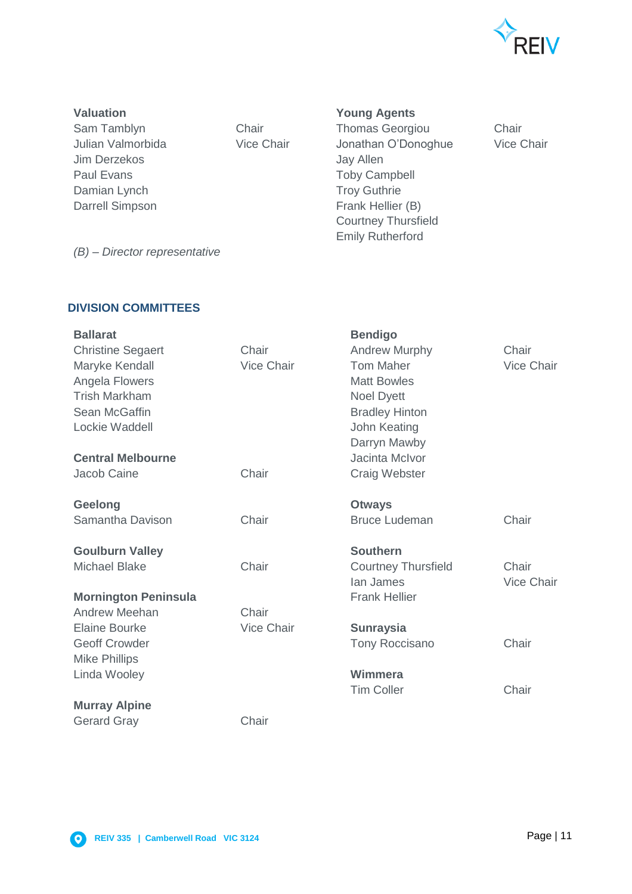**Valuation**

| | |
|---|---|
| Sam Tamblyn | Chair |
| Julian Valmorbida | Vice Chair |
| Jim Derzekos | |
| Paul Evans | |
| Damian Lynch | |
| Darrell Simpson | |

**Young Agents**

| | |
|---|---|
| Thomas Georgiou | Chair |
| Jonathan O'Donoghue | Vice Chair |
| Jay Allen | |
| Toby Campbell | |
| Troy Guthrie | |
| Frank Hellier (B) | |
| Courtney Thursfield | |
| Emily Rutherford | |

*(B) – Director representative*

## DIVISION COMMITTEES

**Ballarat**

| | |
|---|---|
| Christine Segaert | Chair |
| Maryke Kendall | Vice Chair |
| Angela Flowers | |
| Trish Markham | |
| Sean McGaffin | |
| Lockie Waddell | |

**Central Melbourne**

| | |
|---|---|
| Jacob Caine | Chair |

**Geelong**

| | |
|---|---|
| Samantha Davison | Chair |

**Goulburn Valley**

| | |
|---|---|
| Michael Blake | Chair |

**Mornington Peninsula**

| | |
|---|---|
| Andrew Meehan | Chair |
| Elaine Bourke | Vice Chair |
| Geoff Crowder | |
| Mike Phillips | |
| Linda Wooley | |

**Murray Alpine**

| | |
|---|---|
| Gerard Gray | Chair |

**Bendigo**

| | |
|---|---|
| Andrew Murphy | Chair |
| Tom Maher | Vice Chair |
| Matt Bowles | |
| Noel Dyett | |
| Bradley Hinton | |
| John Keating | |
| Darryn Mawby | |
| Jacinta McIvor | |
| Craig Webster | |

**Otways**

| | |
|---|---|
| Bruce Ludeman | Chair |

**Southern**

| | |
|---|---|
| Courtney Thursfield | Chair |
| Ian James | Vice Chair |
| Frank Hellier | |

**Sunraysia**

| | |
|---|---|
| Tony Roccisano | Chair |

**Wimmera**

| | |
|---|---|
| Tim Coller | Chair |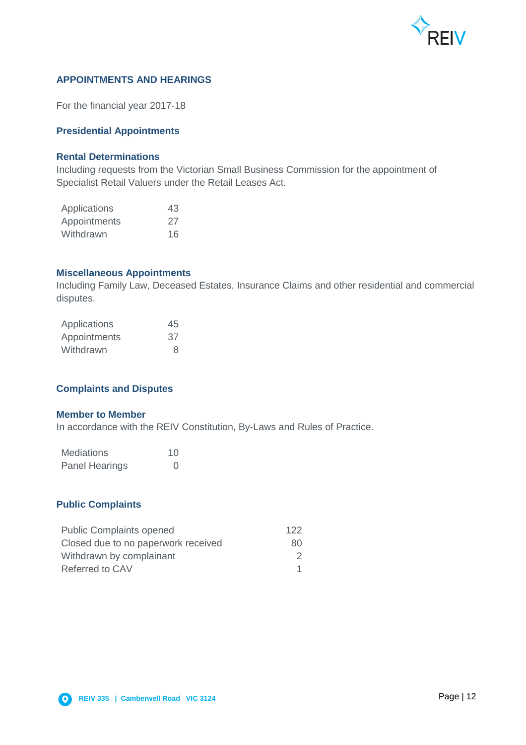## APPOINTMENTS AND HEARINGS

For the financial year 2017-18

### Presidential Appointments

#### Rental Determinations

Including requests from the Victorian Small Business Commission for the appointment of Specialist Retail Valuers under the Retail Leases Act.

| | |
|---|---|
| Applications | 43 |
| Appointments | 27 |
| Withdrawn | 16 |

#### Miscellaneous Appointments

Including Family Law, Deceased Estates, Insurance Claims and other residential and commercial disputes.

| | |
|---|---|
| Applications | 45 |
| Appointments | 37 |
| Withdrawn | 8 |

### Complaints and Disputes

#### Member to Member

In accordance with the REIV Constitution, By-Laws and Rules of Practice.

| | |
|---|---|
| Mediations | 10 |
| Panel Hearings | 0 |

### Public Complaints

| | |
|---|---|
| Public Complaints opened | 122 |
| Closed due to no paperwork received | 80 |
| Withdrawn by complainant | 2 |
| Referred to CAV | 1 |

REIV 335 | Camberwell Road VIC 3124